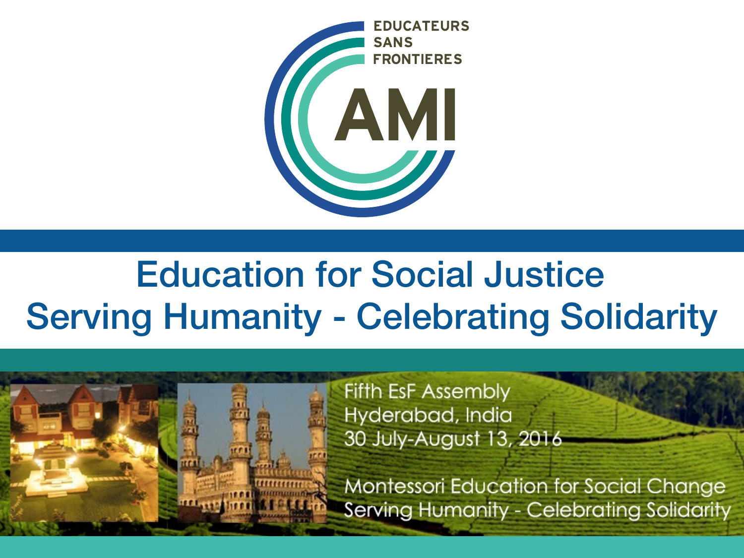EDUCATEURS
SANS
FRONTIERES

AMI

# Education for Social Justice
# Serving Humanity - Celebrating Solidarity

Fifth EsF Assembly
Hyderabad, India
30 July-August 13, 2016

Montessori Education for Social Change
Serving Humanity - Celebrating Solidarity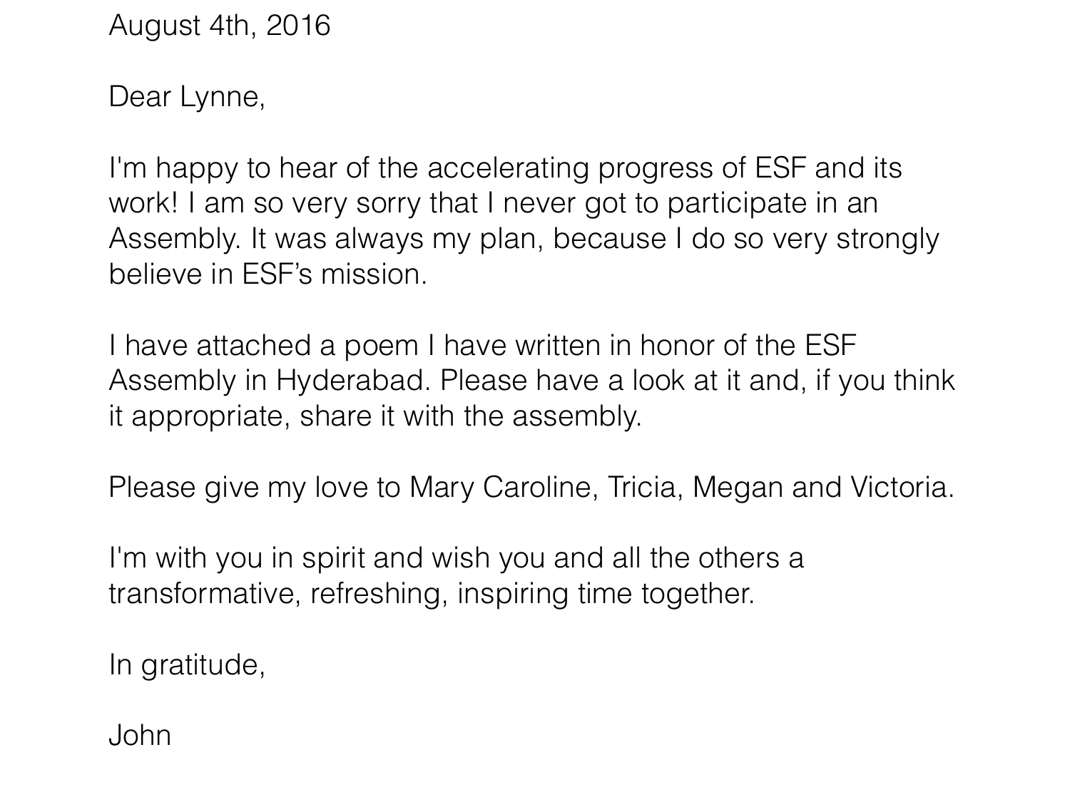August 4th, 2016

Dear Lynne,

I'm happy to hear of the accelerating progress of ESF and its work! I am so very sorry that I never got to participate in an Assembly. It was always my plan, because I do so very strongly believe in ESF's mission.

I have attached a poem I have written in honor of the ESF Assembly in Hyderabad. Please have a look at it and, if you think it appropriate, share it with the assembly.

Please give my love to Mary Caroline, Tricia, Megan and Victoria.

I'm with you in spirit and wish you and all the others a transformative, refreshing, inspiring time together.

In gratitude,

John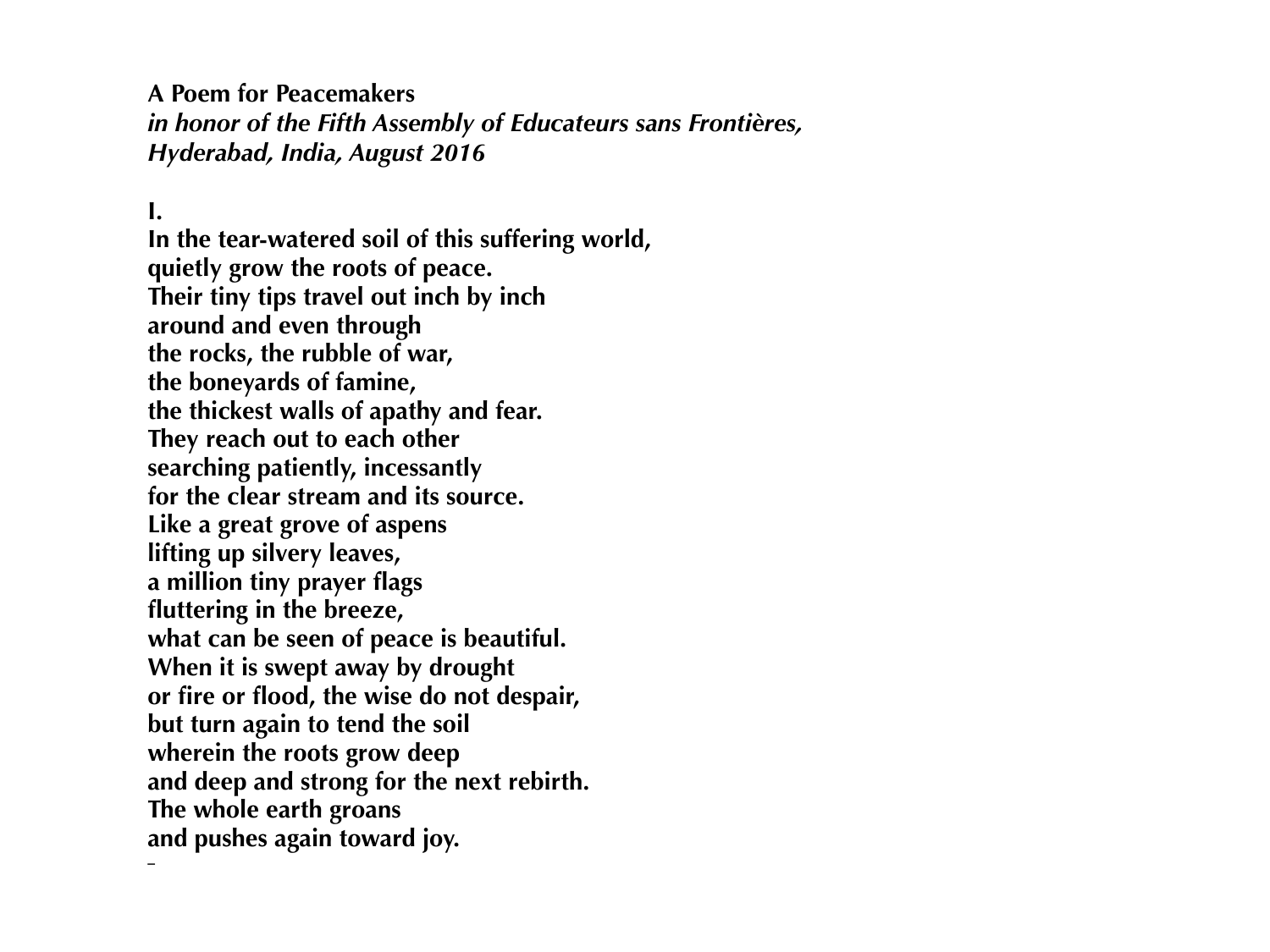**A Poem for Peacemakers**
***in honor of the Fifth Assembly of Educateurs sans Frontières, Hyderabad, India, August 2016***

**I.**

**In the tear-watered soil of this suffering world,**
**quietly grow the roots of peace.**
**Their tiny tips travel out inch by inch**
**around and even through**
**the rocks, the rubble of war,**
**the boneyards of famine,**
**the thickest walls of apathy and fear.**
**They reach out to each other**
**searching patiently, incessantly**
**for the clear stream and its source.**
**Like a great grove of aspens**
**lifting up silvery leaves,**
**a million tiny prayer flags**
**fluttering in the breeze,**
**what can be seen of peace is beautiful.**
**When it is swept away by drought**
**or fire or flood, the wise do not despair,**
**but turn again to tend the soil**
**wherein the roots grow deep**
**and deep and strong for the next rebirth.**
**The whole earth groans**
**and pushes again toward joy.**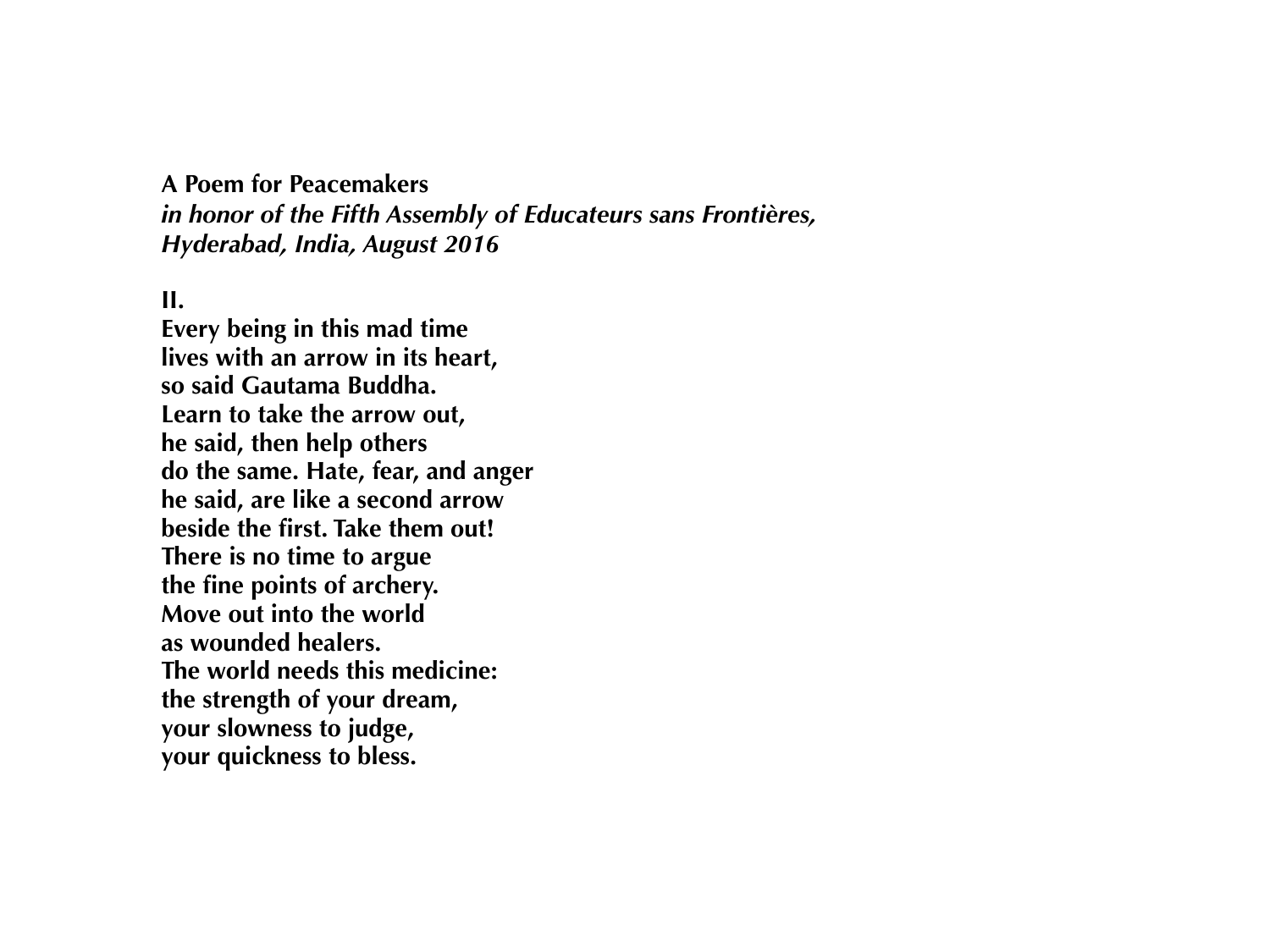**A Poem for Peacemakers**
***in honor of the Fifth Assembly of Educateurs sans Frontières, Hyderabad, India, August 2016***

**II.**
**Every being in this mad time**
**lives with an arrow in its heart,**
**so said Gautama Buddha.**
**Learn to take the arrow out,**
**he said, then help others**
**do the same. Hate, fear, and anger**
**he said, are like a second arrow**
**beside the first. Take them out!**
**There is no time to argue**
**the fine points of archery.**
**Move out into the world**
**as wounded healers.**
**The world needs this medicine:**
**the strength of your dream,**
**your slowness to judge,**
**your quickness to bless.**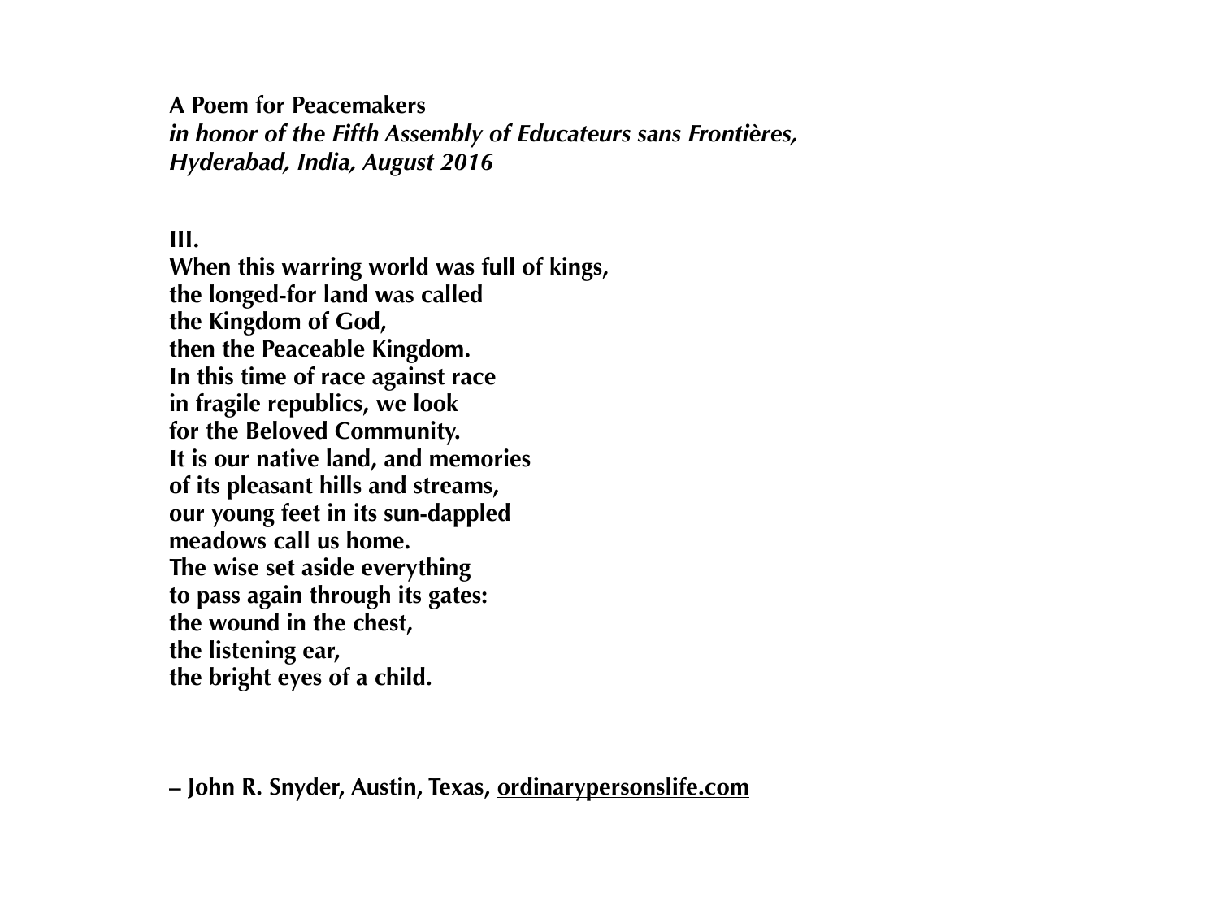**A Poem for Peacemakers**
***in honor of the Fifth Assembly of Educateurs sans Frontières, Hyderabad, India, August 2016***

**III.**
**When this warring world was full of kings,**
**the longed-for land was called**
**the Kingdom of God,**
**then the Peaceable Kingdom.**
**In this time of race against race**
**in fragile republics, we look**
**for the Beloved Community.**
**It is our native land, and memories**
**of its pleasant hills and streams,**
**our young feet in its sun-dappled**
**meadows call us home.**
**The wise set aside everything**
**to pass again through its gates:**
**the wound in the chest,**
**the listening ear,**
**the bright eyes of a child.**

**– John R. Snyder, Austin, Texas, ordinarypersonslife.com**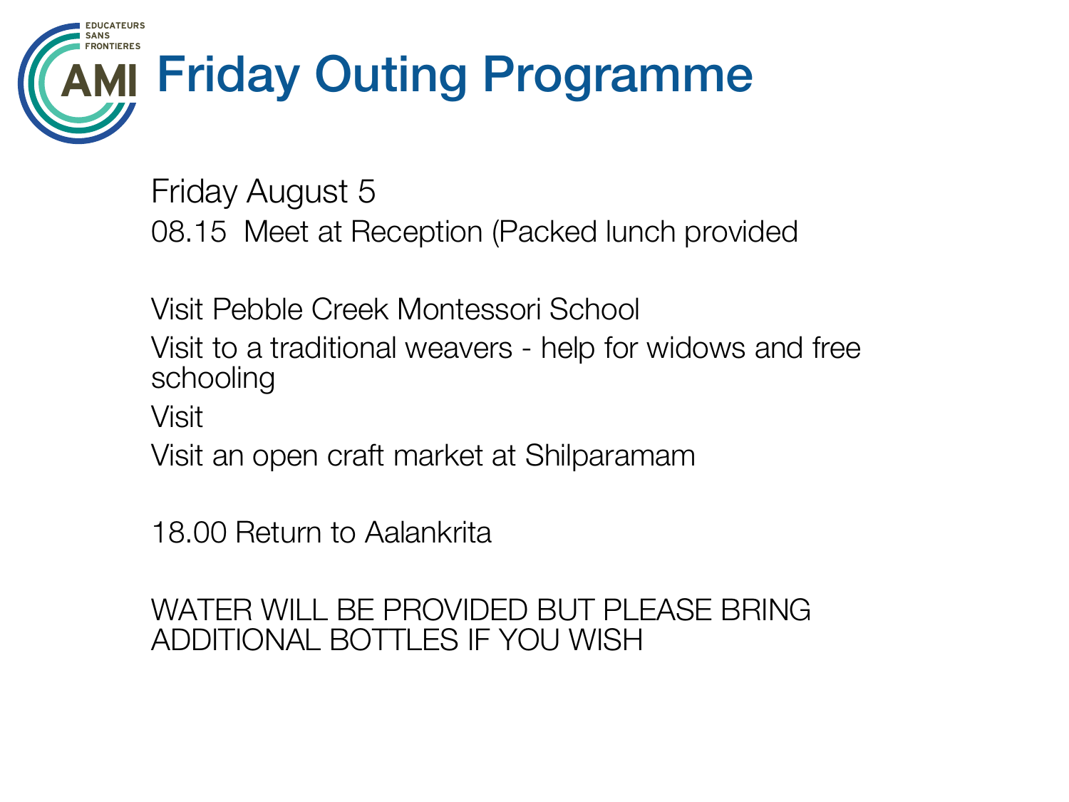# Friday Outing Programme

Friday August 5

08.15 Meet at Reception (Packed lunch provided

Visit Pebble Creek Montessori School

Visit to a traditional weavers - help for widows and free schooling

Visit

Visit an open craft market at Shilparamam

18.00 Return to Aalankrita

WATER WILL BE PROVIDED BUT PLEASE BRING ADDITIONAL BOTTLES IF YOU WISH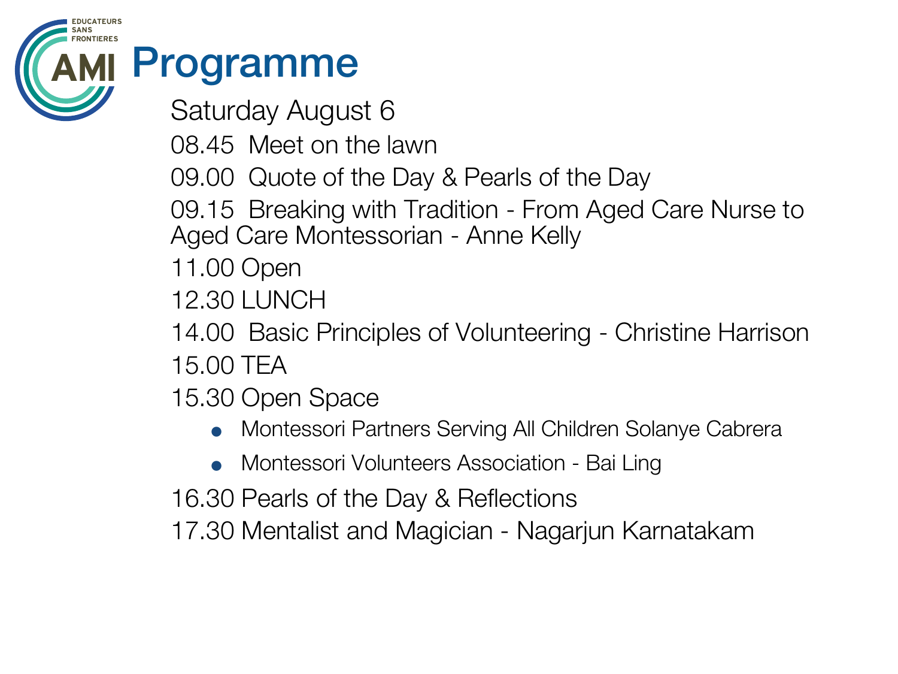# Programme

Saturday August 6

08.45 Meet on the lawn

09.00 Quote of the Day & Pearls of the Day

09.15 Breaking with Tradition - From Aged Care Nurse to Aged Care Montessorian - Anne Kelly

11.00 Open

12.30 LUNCH

14.00 Basic Principles of Volunteering - Christine Harrison

15.00 TEA

15.30 Open Space

- Montessori Partners Serving All Children Solanye Cabrera
- Montessori Volunteers Association - Bai Ling

16.30 Pearls of the Day & Reflections

17.30 Mentalist and Magician - Nagarjun Karnatakam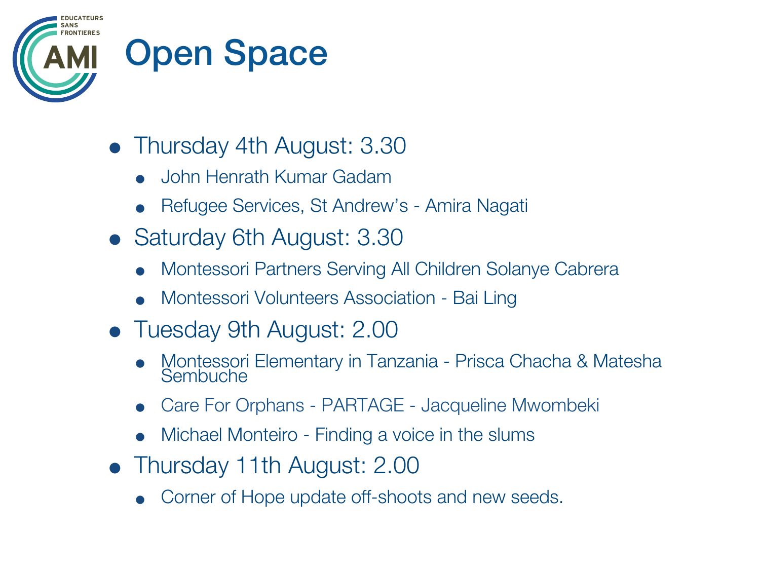# Open Space

- Thursday 4th August: 3.30
  - John Henrath Kumar Gadam
  - Refugee Services, St Andrew's - Amira Nagati
- Saturday 6th August: 3.30
  - Montessori Partners Serving All Children Solanye Cabrera
  - Montessori Volunteers Association - Bai Ling
- Tuesday 9th August: 2.00
  - Montessori Elementary in Tanzania - Prisca Chacha & Matesha Sembuche
  - Care For Orphans - PARTAGE - Jacqueline Mwombeki
  - Michael Monteiro - Finding a voice in the slums
- Thursday 11th August: 2.00
  - Corner of Hope update off-shoots and new seeds.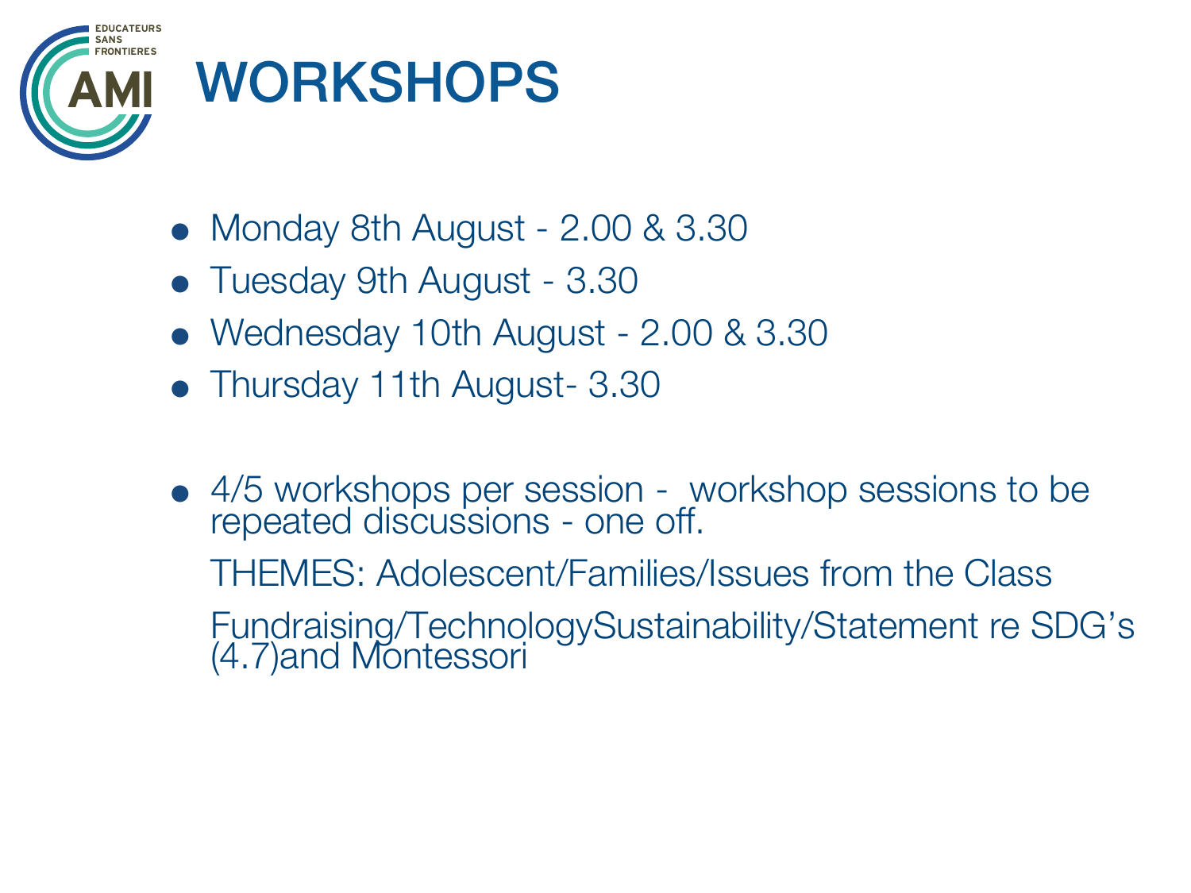# WORKSHOPS

- Monday 8th August - 2.00 & 3.30
- Tuesday 9th August - 3.30
- Wednesday 10th August - 2.00 & 3.30
- Thursday 11th August- 3.30

- 4/5 workshops per session - workshop sessions to be repeated discussions - one off.

  THEMES: Adolescent/Families/Issues from the Class

  Fundraising/TechnologySustainability/Statement re SDG's (4.7)and Montessori